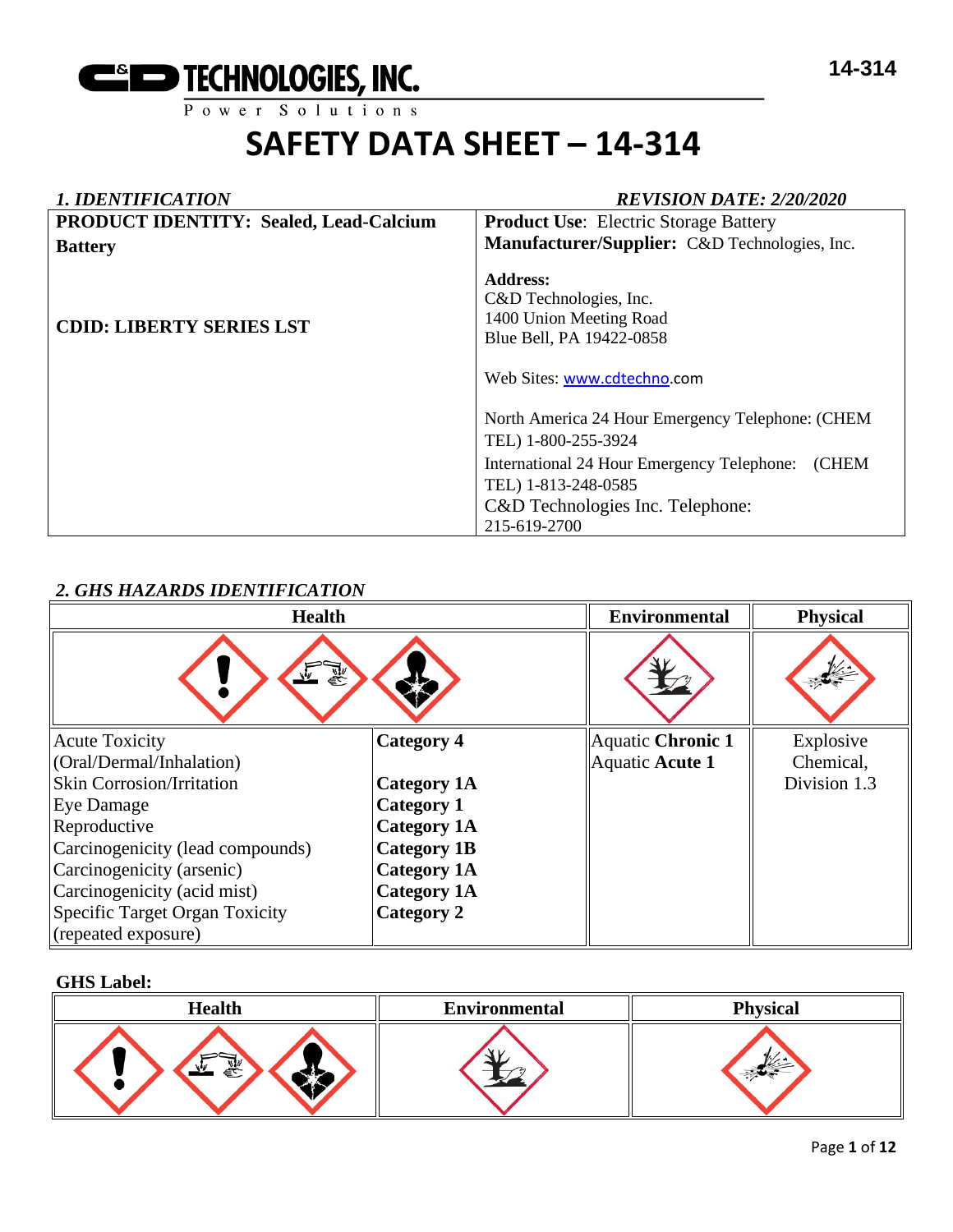C&D TECHNOLOGIES, INC.
Power Solutions

14-314

# SAFETY DATA SHEET – 14-314

## *1. IDENTIFICATION*

*REVISION DATE: 2/20/2020*

| **PRODUCT IDENTITY: Sealed, Lead-Calcium Battery**<br><br>**CDID: LIBERTY SERIES LST** | **Product Use**: Electric Storage Battery<br>**Manufacturer/Supplier:** C&D Technologies, Inc.<br><br>**Address:**<br>C&D Technologies, Inc.<br>1400 Union Meeting Road<br>Blue Bell, PA 19422-0858<br><br>Web Sites: www.cdtechno.com<br><br>North America 24 Hour Emergency Telephone: (CHEM TEL) 1-800-255-3924<br>International 24 Hour Emergency Telephone: (CHEM TEL) 1-813-248-0585<br>C&D Technologies Inc. Telephone: 215-619-2700 |
|---|---|

## *2. GHS HAZARDS IDENTIFICATION*

| Health | | Environmental | Physical |
|---|---|---|---|
| Acute Toxicity (Oral/Dermal/Inhalation) | **Category 4** | Aquatic **Chronic 1**<br>Aquatic **Acute 1** | Explosive Chemical, Division 1.3 |
| Skin Corrosion/Irritation | **Category 1A** | | |
| Eye Damage | **Category 1** | | |
| Reproductive | **Category 1A** | | |
| Carcinogenicity (lead compounds) | **Category 1B** | | |
| Carcinogenicity (arsenic) | **Category 1A** | | |
| Carcinogenicity (acid mist) | **Category 1A** | | |
| Specific Target Organ Toxicity (repeated exposure) | **Category 2** | | |

**GHS Label:**

| Health | Environmental | Physical |
|---|---|---|
| | | |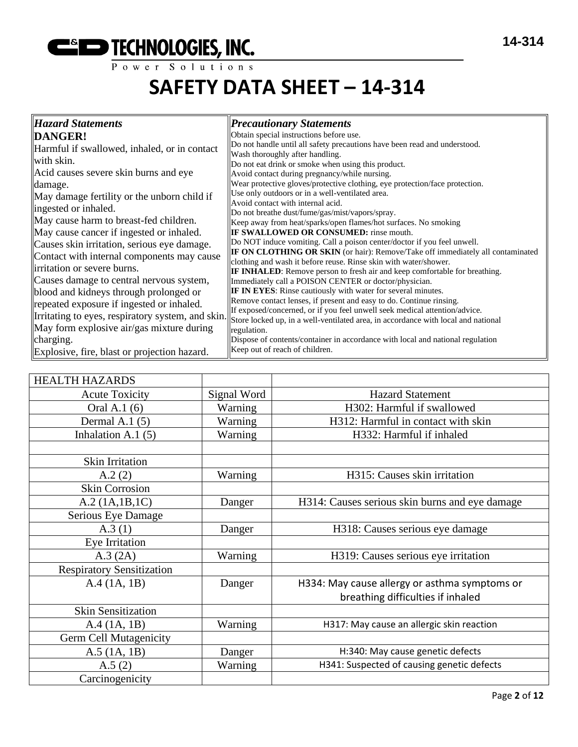# SAFETY DATA SHEET – 14-314

| *Hazard Statements* | *Precautionary Statements* |
|---|---|
| **DANGER!**<br>Harmful if swallowed, inhaled, or in contact with skin.<br>Acid causes severe skin burns and eye damage.<br>May damage fertility or the unborn child if ingested or inhaled.<br>May cause harm to breast-fed children.<br>May cause cancer if ingested or inhaled.<br>Causes skin irritation, serious eye damage.<br>Contact with internal components may cause irritation or severe burns.<br>Causes damage to central nervous system, blood and kidneys through prolonged or repeated exposure if ingested or inhaled.<br>Irritating to eyes, respiratory system, and skin.<br>May form explosive air/gas mixture during charging.<br>Explosive, fire, blast or projection hazard. | Obtain special instructions before use.<br>Do not handle until all safety precautions have been read and understood.<br>Wash thoroughly after handling.<br>Do not eat drink or smoke when using this product.<br>Avoid contact during pregnancy/while nursing.<br>Wear protective gloves/protective clothing, eye protection/face protection.<br>Use only outdoors or in a well-ventilated area.<br>Avoid contact with internal acid.<br>Do not breathe dust/fume/gas/mist/vapors/spray.<br>Keep away from heat/sparks/open flames/hot surfaces. No smoking<br>**IF SWALLOWED OR CONSUMED:** rinse mouth.<br>Do NOT induce vomiting. Call a poison center/doctor if you feel unwell.<br>**IF ON CLOTHING OR SKIN** (or hair): Remove/Take off immediately all contaminated clothing and wash it before reuse. Rinse skin with water/shower.<br>**IF INHALED**: Remove person to fresh air and keep comfortable for breathing.<br>Immediately call a POISON CENTER or doctor/physician.<br>**IF IN EYES**: Rinse cautiously with water for several minutes.<br>Remove contact lenses, if present and easy to do. Continue rinsing.<br>If exposed/concerned, or if you feel unwell seek medical attention/advice.<br>Store locked up, in a well-ventilated area, in accordance with local and national regulation.<br>Dispose of contents/container in accordance with local and national regulation<br>Keep out of reach of children. |

| HEALTH HAZARDS | | |
|---|---|---|
| Acute Toxicity | Signal Word | Hazard Statement |
| Oral A.1 (6) | Warning | H302: Harmful if swallowed |
| Dermal A.1 (5) | Warning | H312: Harmful in contact with skin |
| Inhalation A.1 (5) | Warning | H332: Harmful if inhaled |
| | | |
| Skin Irritation | | |
| A.2 (2) | Warning | H315: Causes skin irritation |
| Skin Corrosion | | |
| A.2 (1A,1B,1C) | Danger | H314: Causes serious skin burns and eye damage |
| Serious Eye Damage | | |
| A.3 (1) | Danger | H318: Causes serious eye damage |
| Eye Irritation | | |
| A.3 (2A) | Warning | H319: Causes serious eye irritation |
| Respiratory Sensitization | | |
| A.4 (1A, 1B) | Danger | H334: May cause allergy or asthma symptoms or breathing difficulties if inhaled |
| Skin Sensitization | | |
| A.4 (1A, 1B) | Warning | H317: May cause an allergic skin reaction |
| Germ Cell Mutagenicity | | |
| A.5 (1A, 1B) | Danger | H:340: May cause genetic defects |
| A.5 (2) | Warning | H341: Suspected of causing genetic defects |
| Carcinogenicity | | |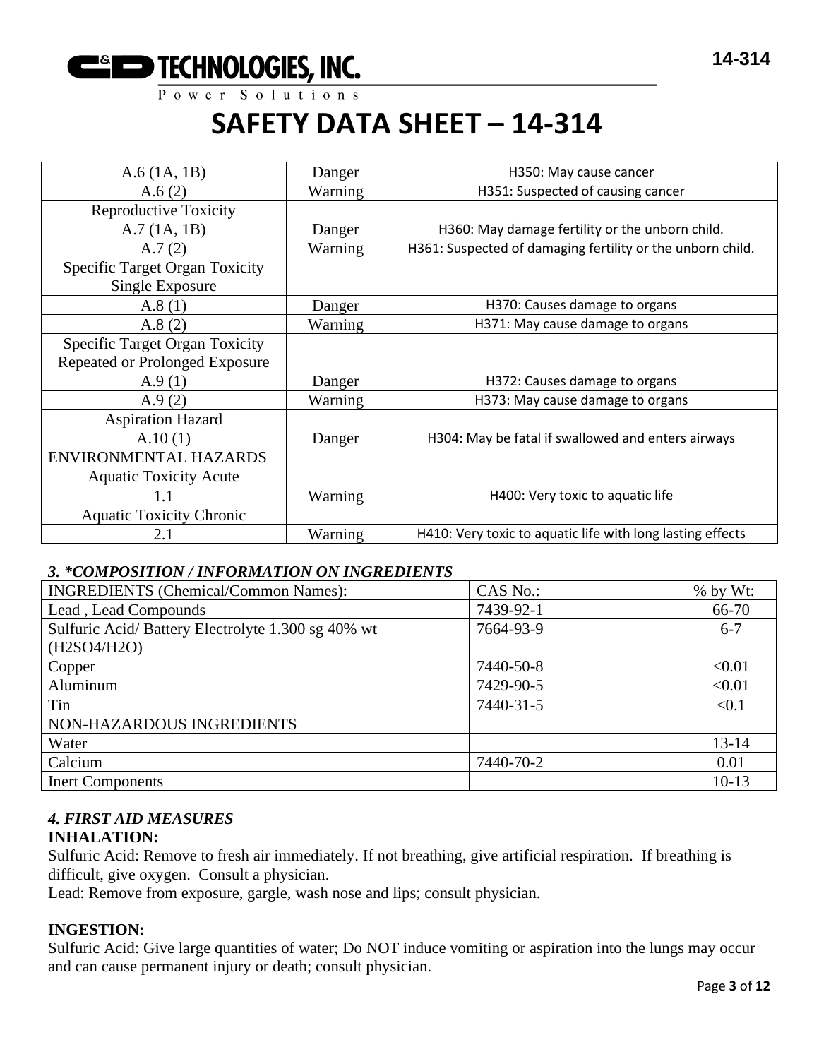# SAFETY DATA SHEET – 14-314

| | | |
|---|---|---|
| A.6 (1A, 1B) | Danger | H350: May cause cancer |
| A.6 (2) | Warning | H351: Suspected of causing cancer |
| Reproductive Toxicity | | |
| A.7 (1A, 1B) | Danger | H360: May damage fertility or the unborn child. |
| A.7 (2) | Warning | H361: Suspected of damaging fertility or the unborn child. |
| Specific Target Organ Toxicity Single Exposure | | |
| A.8 (1) | Danger | H370: Causes damage to organs |
| A.8 (2) | Warning | H371: May cause damage to organs |
| Specific Target Organ Toxicity Repeated or Prolonged Exposure | | |
| A.9 (1) | Danger | H372: Causes damage to organs |
| A.9 (2) | Warning | H373: May cause damage to organs |
| Aspiration Hazard | | |
| A.10 (1) | Danger | H304: May be fatal if swallowed and enters airways |
| ENVIRONMENTAL HAZARDS | | |
| Aquatic Toxicity Acute | | |
| 1.1 | Warning | H400: Very toxic to aquatic life |
| Aquatic Toxicity Chronic | | |
| 2.1 | Warning | H410: Very toxic to aquatic life with long lasting effects |

### *3. *COMPOSITION / INFORMATION ON INGREDIENTS*

| INGREDIENTS (Chemical/Common Names): | CAS No.: | % by Wt: |
|---|---|---|
| Lead , Lead Compounds | 7439-92-1 | 66-70 |
| Sulfuric Acid/ Battery Electrolyte 1.300 sg 40% wt ($H_2SO_4/H_2O$) | 7664-93-9 | 6-7 |
| Copper | 7440-50-8 | <0.01 |
| Aluminum | 7429-90-5 | <0.01 |
| Tin | 7440-31-5 | <0.1 |
| NON-HAZARDOUS INGREDIENTS | | |
| Water | | 13-14 |
| Calcium | 7440-70-2 | 0.01 |
| Inert Components | | 10-13 |

### *4. FIRST AID MEASURES*

**INHALATION:**

Sulfuric Acid: Remove to fresh air immediately. If not breathing, give artificial respiration. If breathing is difficult, give oxygen. Consult a physician.

Lead: Remove from exposure, gargle, wash nose and lips; consult physician.

**INGESTION:**

Sulfuric Acid: Give large quantities of water; Do NOT induce vomiting or aspiration into the lungs may occur and can cause permanent injury or death; consult physician.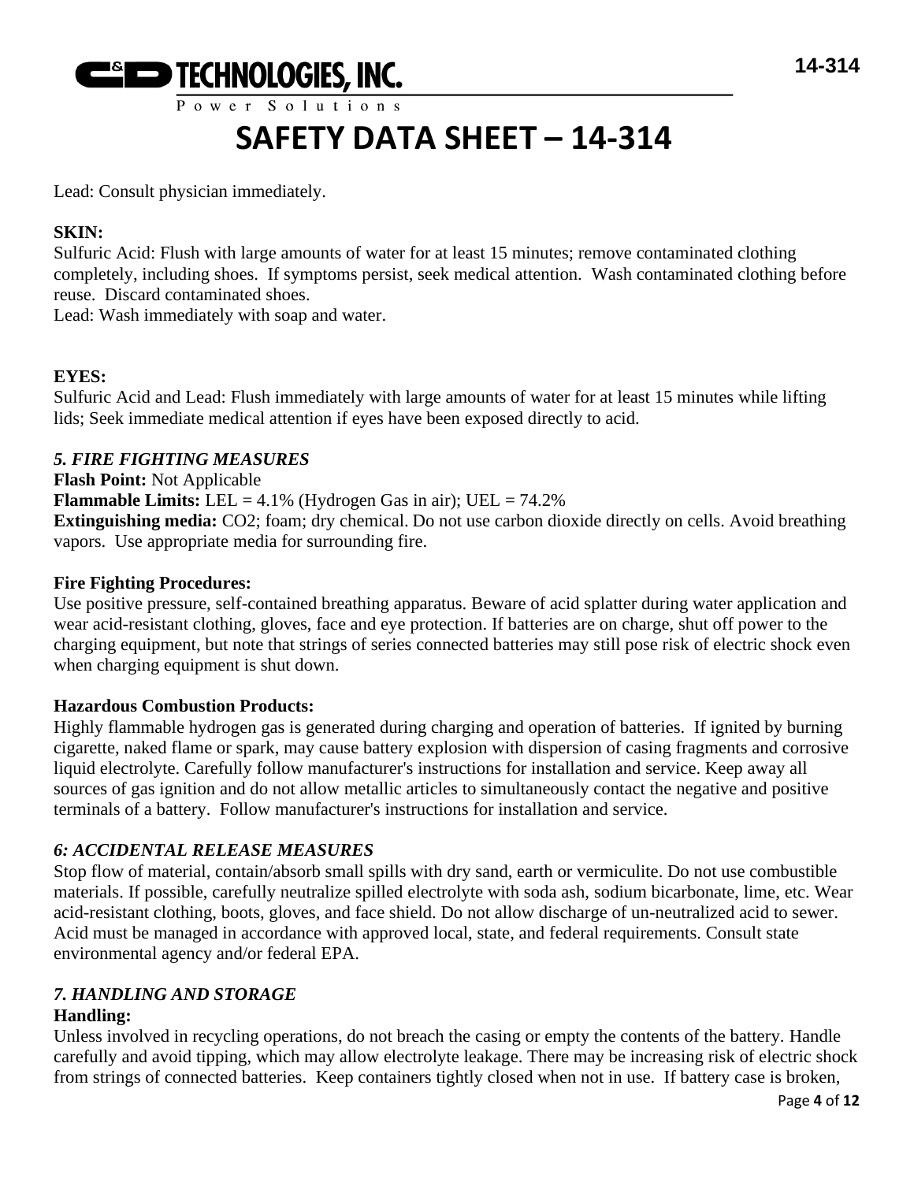Lead: Consult physician immediately.

**SKIN:**

Sulfuric Acid: Flush with large amounts of water for at least 15 minutes; remove contaminated clothing completely, including shoes. If symptoms persist, seek medical attention. Wash contaminated clothing before reuse. Discard contaminated shoes.

Lead: Wash immediately with soap and water.

**EYES:**

Sulfuric Acid and Lead: Flush immediately with large amounts of water for at least 15 minutes while lifting lids; Seek immediate medical attention if eyes have been exposed directly to acid.

### *5. FIRE FIGHTING MEASURES*

**Flash Point:** Not Applicable

**Flammable Limits:** LEL = 4.1% (Hydrogen Gas in air); UEL = 74.2%

**Extinguishing media:** $CO_2$; foam; dry chemical. Do not use carbon dioxide directly on cells. Avoid breathing vapors. Use appropriate media for surrounding fire.

**Fire Fighting Procedures:**

Use positive pressure, self-contained breathing apparatus. Beware of acid splatter during water application and wear acid-resistant clothing, gloves, face and eye protection. If batteries are on charge, shut off power to the charging equipment, but note that strings of series connected batteries may still pose risk of electric shock even when charging equipment is shut down.

**Hazardous Combustion Products:**

Highly flammable hydrogen gas is generated during charging and operation of batteries. If ignited by burning cigarette, naked flame or spark, may cause battery explosion with dispersion of casing fragments and corrosive liquid electrolyte. Carefully follow manufacturer's instructions for installation and service. Keep away all sources of gas ignition and do not allow metallic articles to simultaneously contact the negative and positive terminals of a battery. Follow manufacturer's instructions for installation and service.

### *6: ACCIDENTAL RELEASE MEASURES*

Stop flow of material, contain/absorb small spills with dry sand, earth or vermiculite. Do not use combustible materials. If possible, carefully neutralize spilled electrolyte with soda ash, sodium bicarbonate, lime, etc. Wear acid-resistant clothing, boots, gloves, and face shield. Do not allow discharge of un-neutralized acid to sewer. Acid must be managed in accordance with approved local, state, and federal requirements. Consult state environmental agency and/or federal EPA.

### *7. HANDLING AND STORAGE*

**Handling:**

Unless involved in recycling operations, do not breach the casing or empty the contents of the battery. Handle carefully and avoid tipping, which may allow electrolyte leakage. There may be increasing risk of electric shock from strings of connected batteries. Keep containers tightly closed when not in use. If battery case is broken,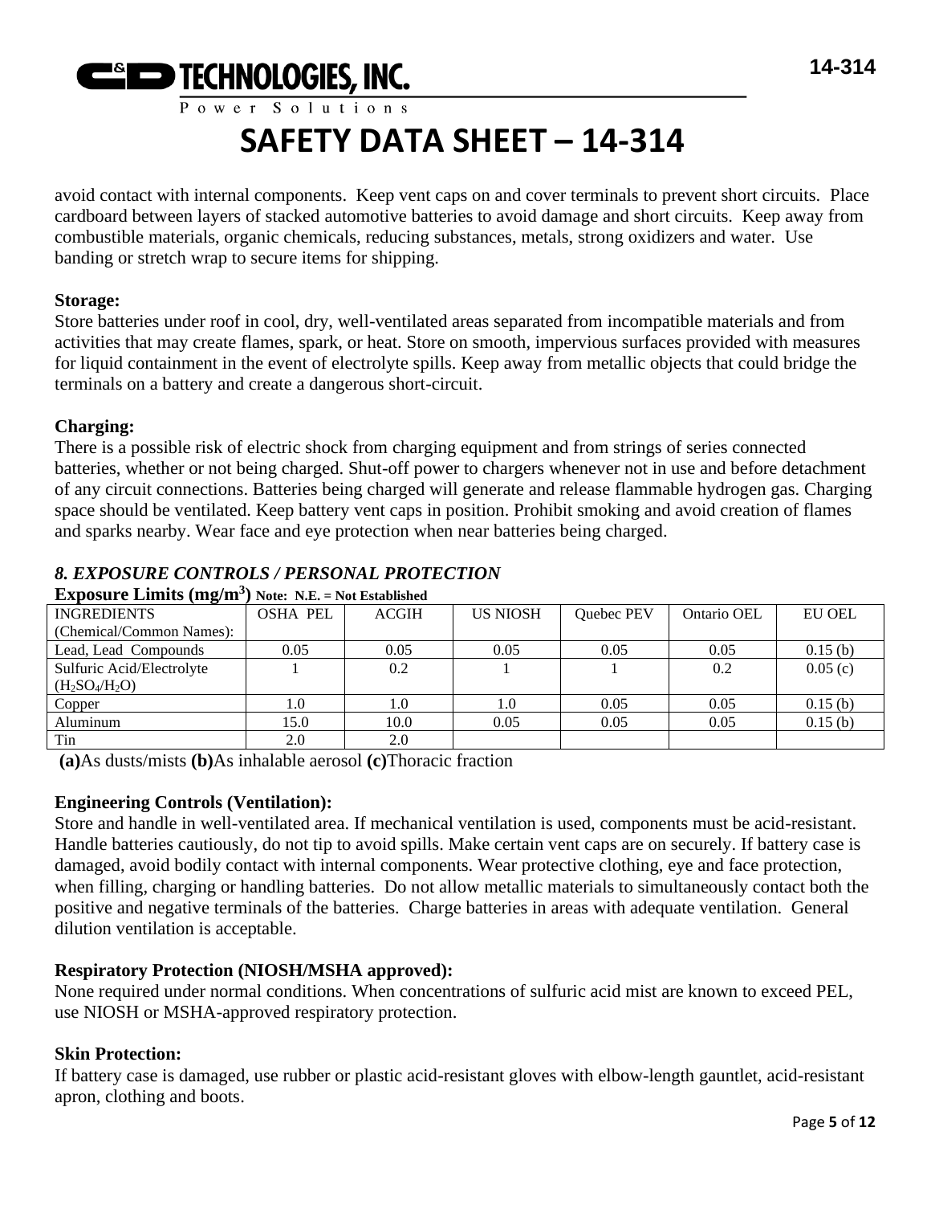avoid contact with internal components. Keep vent caps on and cover terminals to prevent short circuits. Place cardboard between layers of stacked automotive batteries to avoid damage and short circuits. Keep away from combustible materials, organic chemicals, reducing substances, metals, strong oxidizers and water. Use banding or stretch wrap to secure items for shipping.

**Storage:**
Store batteries under roof in cool, dry, well-ventilated areas separated from incompatible materials and from activities that may create flames, spark, or heat. Store on smooth, impervious surfaces provided with measures for liquid containment in the event of electrolyte spills. Keep away from metallic objects that could bridge the terminals on a battery and create a dangerous short-circuit.

**Charging:**
There is a possible risk of electric shock from charging equipment and from strings of series connected batteries, whether or not being charged. Shut-off power to chargers whenever not in use and before detachment of any circuit connections. Batteries being charged will generate and release flammable hydrogen gas. Charging space should be ventilated. Keep battery vent caps in position. Prohibit smoking and avoid creation of flames and sparks nearby. Wear face and eye protection when near batteries being charged.

## *8. EXPOSURE CONTROLS / PERSONAL PROTECTION*

**Exposure Limits ($mg/m^3$)** Note: N.E. = Not Established

| INGREDIENTS (Chemical/Common Names): | OSHA PEL | ACGIH | US NIOSH | Quebec PEV | Ontario OEL | EU OEL |
|---|---|---|---|---|---|---|
| Lead, Lead Compounds | 0.05 | 0.05 | 0.05 | 0.05 | 0.05 | 0.15 (b) |
| Sulfuric Acid/Electrolyte ($H_2SO_4/H_2O$) | 1 | 0.2 | 1 | 1 | 0.2 | 0.05 (c) |
| Copper | 1.0 | 1.0 | 1.0 | 0.05 | 0.05 | 0.15 (b) |
| Aluminum | 15.0 | 10.0 | 0.05 | 0.05 | 0.05 | 0.15 (b) |
| Tin | 2.0 | 2.0 | | | | |

**(a)**As dusts/mists **(b)**As inhalable aerosol **(c)**Thoracic fraction

**Engineering Controls (Ventilation):**
Store and handle in well-ventilated area. If mechanical ventilation is used, components must be acid-resistant. Handle batteries cautiously, do not tip to avoid spills. Make certain vent caps are on securely. If battery case is damaged, avoid bodily contact with internal components. Wear protective clothing, eye and face protection, when filling, charging or handling batteries. Do not allow metallic materials to simultaneously contact both the positive and negative terminals of the batteries. Charge batteries in areas with adequate ventilation. General dilution ventilation is acceptable.

**Respiratory Protection (NIOSH/MSHA approved):**
None required under normal conditions. When concentrations of sulfuric acid mist are known to exceed PEL, use NIOSH or MSHA-approved respiratory protection.

**Skin Protection:**
If battery case is damaged, use rubber or plastic acid-resistant gloves with elbow-length gauntlet, acid-resistant apron, clothing and boots.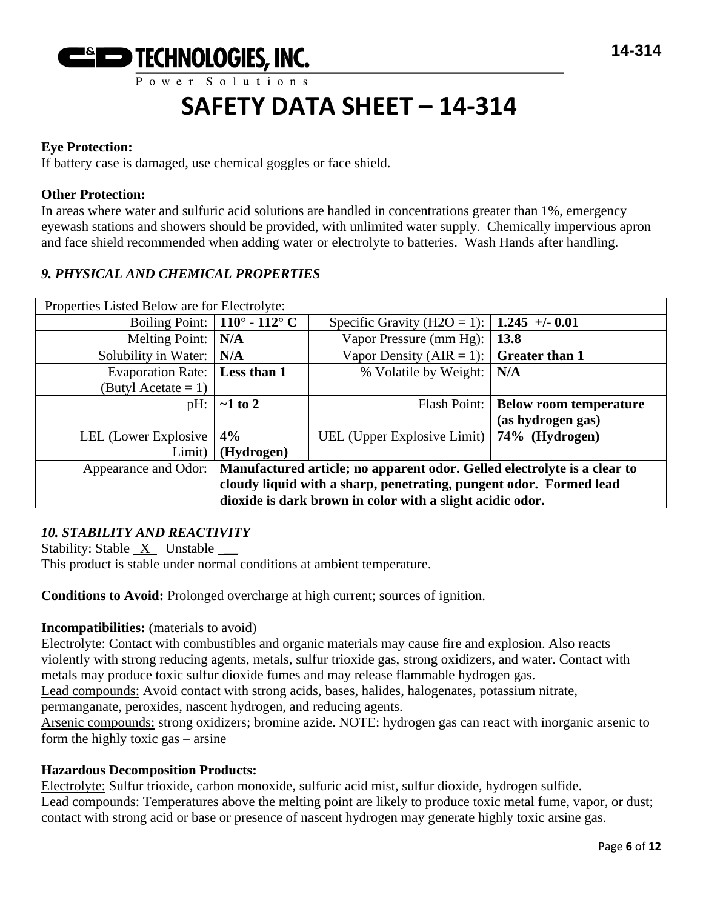**Eye Protection:**
If battery case is damaged, use chemical goggles or face shield.

**Other Protection:**
In areas where water and sulfuric acid solutions are handled in concentrations greater than 1%, emergency eyewash stations and showers should be provided, with unlimited water supply. Chemically impervious apron and face shield recommended when adding water or electrolyte to batteries. Wash Hands after handling.

### *9. PHYSICAL AND CHEMICAL PROPERTIES*

| Properties Listed Below are for Electrolyte: | | | |
|---|---|---|---|
| Boiling Point: | **110° - 112° C** | Specific Gravity ($H_2O$ = 1): | **1.245 +/- 0.01** |
| Melting Point: | **N/A** | Vapor Pressure (mm Hg): | **13.8** |
| Solubility in Water: | **N/A** | Vapor Density (AIR = 1): | **Greater than 1** |
| Evaporation Rate: (Butyl Acetate = 1) | **Less than 1** | % Volatile by Weight: | **N/A** |
| pH: | **~1 to 2** | Flash Point: | **Below room temperature (as hydrogen gas)** |
| LEL (Lower Explosive Limit) | **4% (Hydrogen)** | UEL (Upper Explosive Limit) | **74% (Hydrogen)** |
| Appearance and Odor: | **Manufactured article; no apparent odor. Gelled electrolyte is a clear to cloudy liquid with a sharp, penetrating, pungent odor. Formed lead dioxide is dark brown in color with a slight acidic odor.** | | |

### *10. STABILITY AND REACTIVITY*

Stability: Stable X Unstable __
This product is stable under normal conditions at ambient temperature.

**Conditions to Avoid:** Prolonged overcharge at high current; sources of ignition.

**Incompatibilities:** (materials to avoid)
Electrolyte: Contact with combustibles and organic materials may cause fire and explosion. Also reacts violently with strong reducing agents, metals, sulfur trioxide gas, strong oxidizers, and water. Contact with metals may produce toxic sulfur dioxide fumes and may release flammable hydrogen gas.
Lead compounds: Avoid contact with strong acids, bases, halides, halogenates, potassium nitrate, permanganate, peroxides, nascent hydrogen, and reducing agents.
Arsenic compounds: strong oxidizers; bromine azide. NOTE: hydrogen gas can react with inorganic arsenic to form the highly toxic gas – arsine

**Hazardous Decomposition Products:**
Electrolyte: Sulfur trioxide, carbon monoxide, sulfuric acid mist, sulfur dioxide, hydrogen sulfide.
Lead compounds: Temperatures above the melting point are likely to produce toxic metal fume, vapor, or dust; contact with strong acid or base or presence of nascent hydrogen may generate highly toxic arsine gas.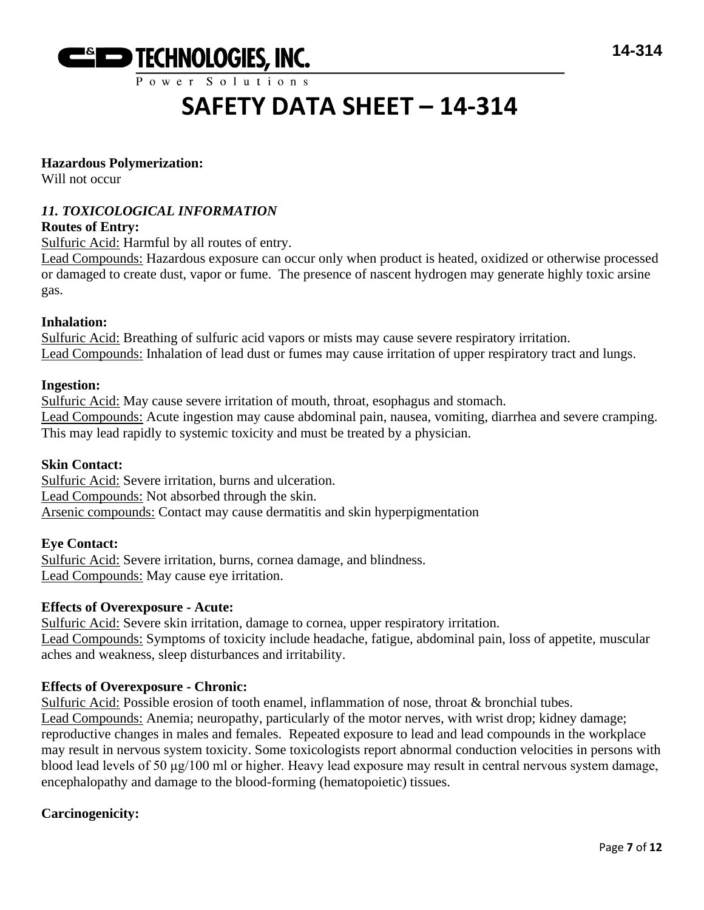**Hazardous Polymerization:**
Will not occur

## *11. TOXICOLOGICAL INFORMATION*

**Routes of Entry:**
Sulfuric Acid: Harmful by all routes of entry.
Lead Compounds: Hazardous exposure can occur only when product is heated, oxidized or otherwise processed or damaged to create dust, vapor or fume. The presence of nascent hydrogen may generate highly toxic arsine gas.

**Inhalation:**
Sulfuric Acid: Breathing of sulfuric acid vapors or mists may cause severe respiratory irritation.
Lead Compounds: Inhalation of lead dust or fumes may cause irritation of upper respiratory tract and lungs.

**Ingestion:**
Sulfuric Acid: May cause severe irritation of mouth, throat, esophagus and stomach.
Lead Compounds: Acute ingestion may cause abdominal pain, nausea, vomiting, diarrhea and severe cramping. This may lead rapidly to systemic toxicity and must be treated by a physician.

**Skin Contact:**
Sulfuric Acid: Severe irritation, burns and ulceration.
Lead Compounds: Not absorbed through the skin.
Arsenic compounds: Contact may cause dermatitis and skin hyperpigmentation

**Eye Contact:**
Sulfuric Acid: Severe irritation, burns, cornea damage, and blindness.
Lead Compounds: May cause eye irritation.

**Effects of Overexposure - Acute:**
Sulfuric Acid: Severe skin irritation, damage to cornea, upper respiratory irritation.
Lead Compounds: Symptoms of toxicity include headache, fatigue, abdominal pain, loss of appetite, muscular aches and weakness, sleep disturbances and irritability.

**Effects of Overexposure - Chronic:**
Sulfuric Acid: Possible erosion of tooth enamel, inflammation of nose, throat & bronchial tubes.
Lead Compounds: Anemia; neuropathy, particularly of the motor nerves, with wrist drop; kidney damage; reproductive changes in males and females. Repeated exposure to lead and lead compounds in the workplace may result in nervous system toxicity. Some toxicologists report abnormal conduction velocities in persons with blood lead levels of 50 μg/100 ml or higher. Heavy lead exposure may result in central nervous system damage, encephalopathy and damage to the blood-forming (hematopoietic) tissues.

**Carcinogenicity:**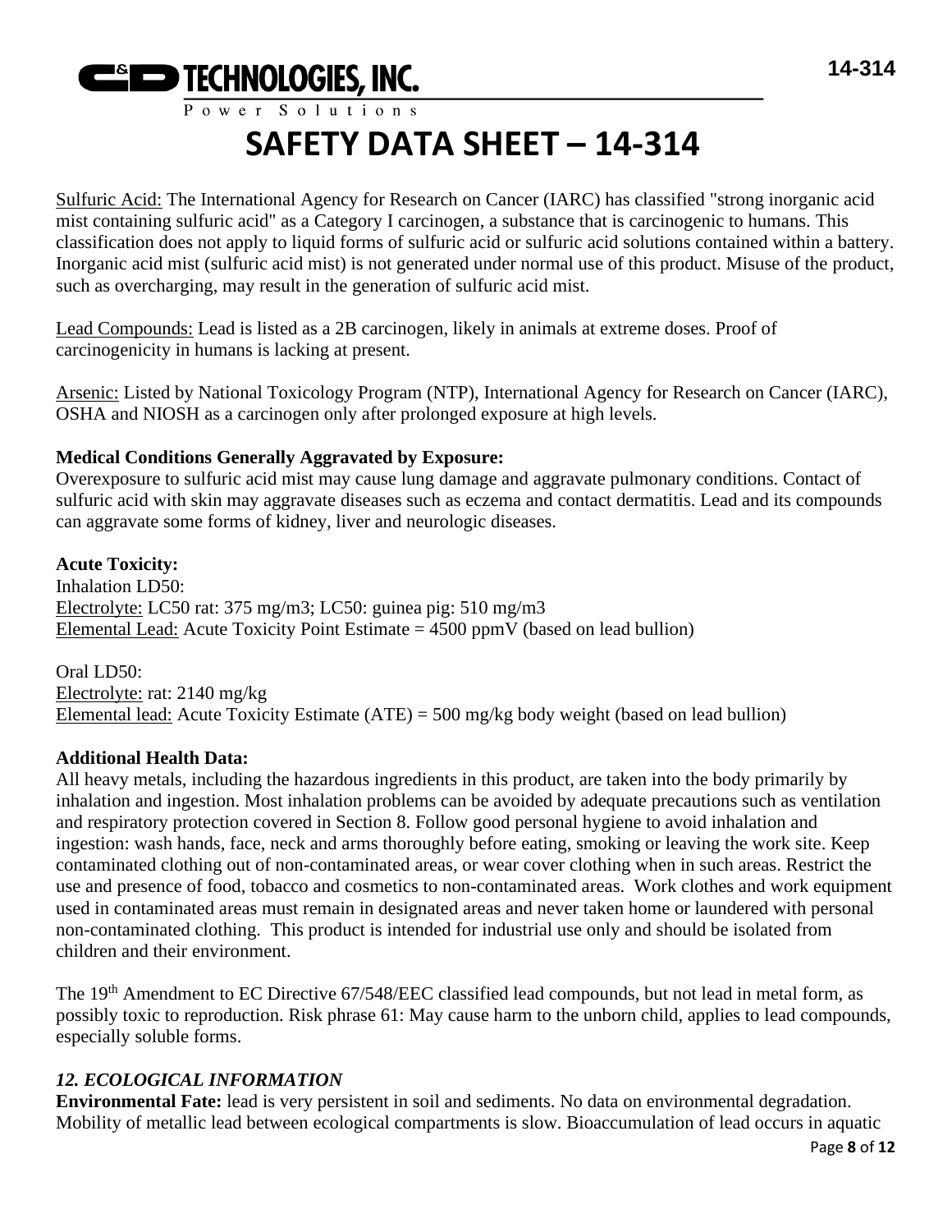Sulfuric Acid: The International Agency for Research on Cancer (IARC) has classified "strong inorganic acid mist containing sulfuric acid" as a Category I carcinogen, a substance that is carcinogenic to humans. This classification does not apply to liquid forms of sulfuric acid or sulfuric acid solutions contained within a battery. Inorganic acid mist (sulfuric acid mist) is not generated under normal use of this product. Misuse of the product, such as overcharging, may result in the generation of sulfuric acid mist.

Lead Compounds: Lead is listed as a 2B carcinogen, likely in animals at extreme doses. Proof of carcinogenicity in humans is lacking at present.

Arsenic: Listed by National Toxicology Program (NTP), International Agency for Research on Cancer (IARC), OSHA and NIOSH as a carcinogen only after prolonged exposure at high levels.

**Medical Conditions Generally Aggravated by Exposure:**
Overexposure to sulfuric acid mist may cause lung damage and aggravate pulmonary conditions. Contact of sulfuric acid with skin may aggravate diseases such as eczema and contact dermatitis. Lead and its compounds can aggravate some forms of kidney, liver and neurologic diseases.

**Acute Toxicity:**
Inhalation LD50:
Electrolyte: LC50 rat: 375 mg/m3; LC50: guinea pig: 510 mg/m3
Elemental Lead: Acute Toxicity Point Estimate = 4500 ppmV (based on lead bullion)

Oral LD50:
Electrolyte: rat: 2140 mg/kg
Elemental lead: Acute Toxicity Estimate (ATE) = 500 mg/kg body weight (based on lead bullion)

**Additional Health Data:**
All heavy metals, including the hazardous ingredients in this product, are taken into the body primarily by inhalation and ingestion. Most inhalation problems can be avoided by adequate precautions such as ventilation and respiratory protection covered in Section 8. Follow good personal hygiene to avoid inhalation and ingestion: wash hands, face, neck and arms thoroughly before eating, smoking or leaving the work site. Keep contaminated clothing out of non-contaminated areas, or wear cover clothing when in such areas. Restrict the use and presence of food, tobacco and cosmetics to non-contaminated areas. Work clothes and work equipment used in contaminated areas must remain in designated areas and never taken home or laundered with personal non-contaminated clothing. This product is intended for industrial use only and should be isolated from children and their environment.

The 19th Amendment to EC Directive 67/548/EEC classified lead compounds, but not lead in metal form, as possibly toxic to reproduction. Risk phrase 61: May cause harm to the unborn child, applies to lead compounds, especially soluble forms.

## *12. ECOLOGICAL INFORMATION*

**Environmental Fate:** lead is very persistent in soil and sediments. No data on environmental degradation. Mobility of metallic lead between ecological compartments is slow. Bioaccumulation of lead occurs in aquatic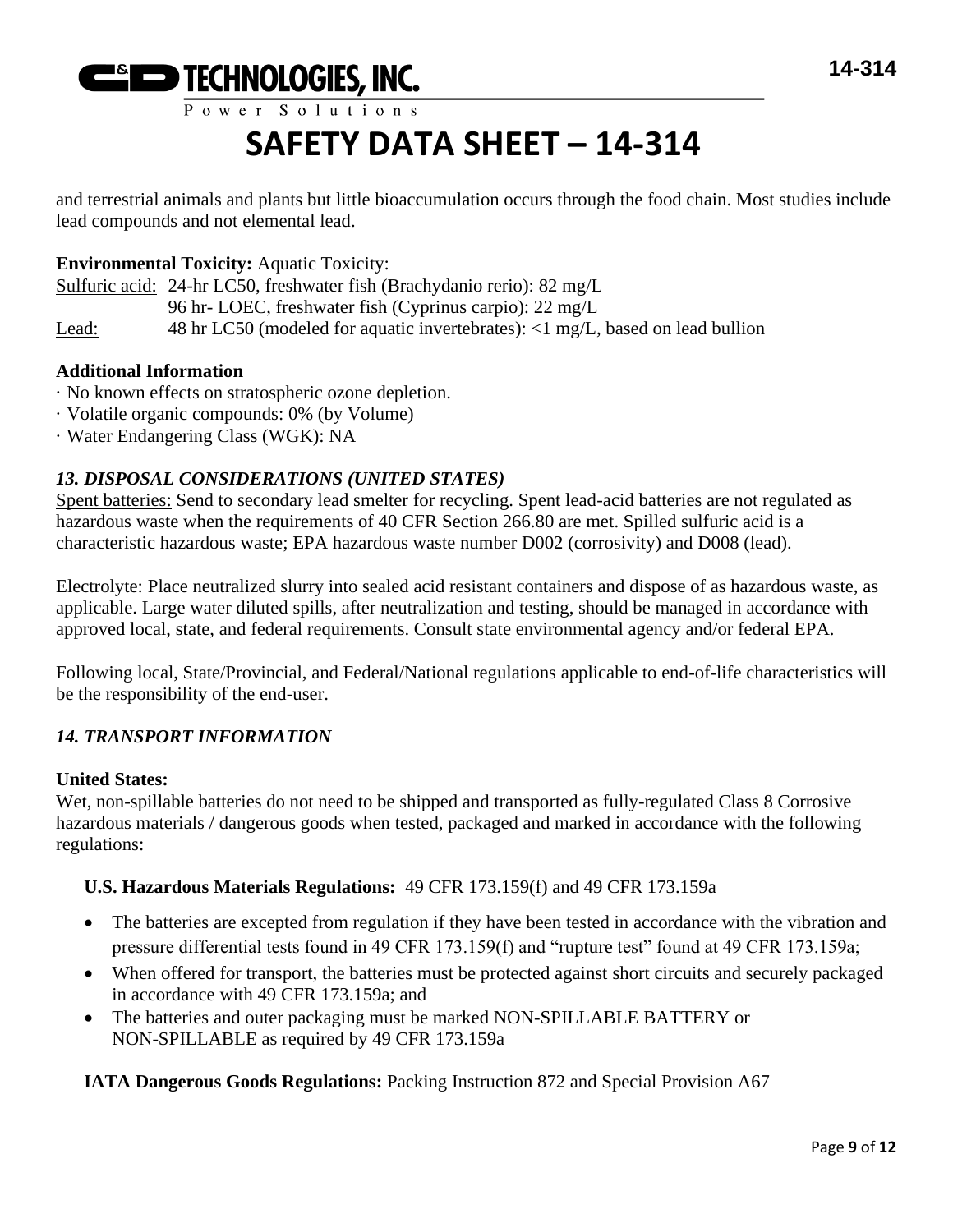and terrestrial animals and plants but little bioaccumulation occurs through the food chain. Most studies include lead compounds and not elemental lead.

**Environmental Toxicity:** Aquatic Toxicity:

Sulfuric acid: 24-hr LC50, freshwater fish (Brachydanio rerio): 82 mg/L
96 hr- LOEC, freshwater fish (Cyprinus carpio): 22 mg/L

Lead: 48 hr LC50 (modeled for aquatic invertebrates): <1 mg/L, based on lead bullion

**Additional Information**

· No known effects on stratospheric ozone depletion.
· Volatile organic compounds: 0% (by Volume)
· Water Endangering Class (WGK): NA

### *13. DISPOSAL CONSIDERATIONS (UNITED STATES)*

Spent batteries: Send to secondary lead smelter for recycling. Spent lead-acid batteries are not regulated as hazardous waste when the requirements of 40 CFR Section 266.80 are met. Spilled sulfuric acid is a characteristic hazardous waste; EPA hazardous waste number D002 (corrosivity) and D008 (lead).

Electrolyte: Place neutralized slurry into sealed acid resistant containers and dispose of as hazardous waste, as applicable. Large water diluted spills, after neutralization and testing, should be managed in accordance with approved local, state, and federal requirements. Consult state environmental agency and/or federal EPA.

Following local, State/Provincial, and Federal/National regulations applicable to end-of-life characteristics will be the responsibility of the end-user.

### *14. TRANSPORT INFORMATION*

**United States:**

Wet, non-spillable batteries do not need to be shipped and transported as fully-regulated Class 8 Corrosive hazardous materials / dangerous goods when tested, packaged and marked in accordance with the following regulations:

**U.S. Hazardous Materials Regulations:** 49 CFR 173.159(f) and 49 CFR 173.159a

- The batteries are excepted from regulation if they have been tested in accordance with the vibration and pressure differential tests found in 49 CFR 173.159(f) and "rupture test" found at 49 CFR 173.159a;
- When offered for transport, the batteries must be protected against short circuits and securely packaged in accordance with 49 CFR 173.159a; and
- The batteries and outer packaging must be marked NON-SPILLABLE BATTERY or NON-SPILLABLE as required by 49 CFR 173.159a

**IATA Dangerous Goods Regulations:** Packing Instruction 872 and Special Provision A67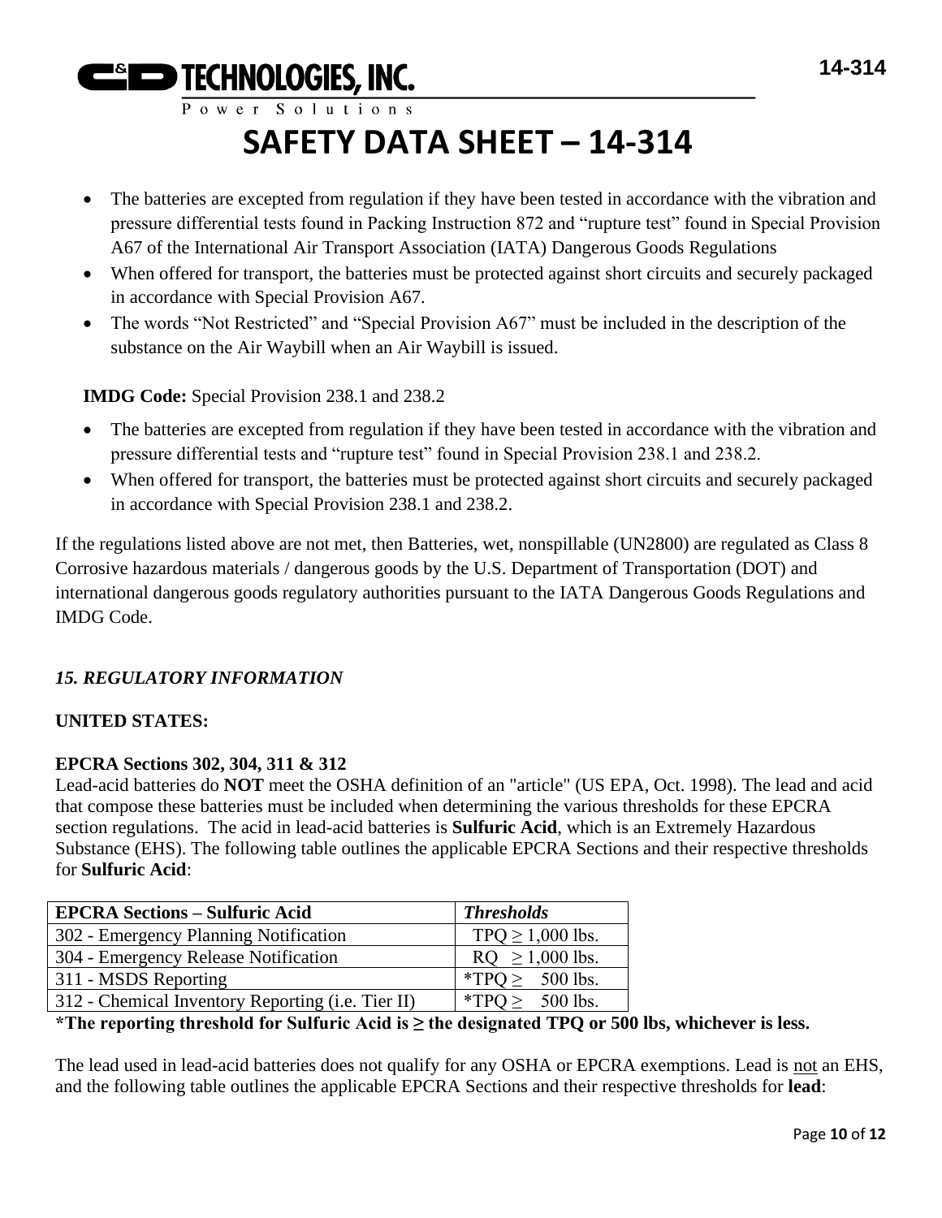- The batteries are excepted from regulation if they have been tested in accordance with the vibration and pressure differential tests found in Packing Instruction 872 and "rupture test" found in Special Provision A67 of the International Air Transport Association (IATA) Dangerous Goods Regulations
- When offered for transport, the batteries must be protected against short circuits and securely packaged in accordance with Special Provision A67.
- The words "Not Restricted" and "Special Provision A67" must be included in the description of the substance on the Air Waybill when an Air Waybill is issued.

**IMDG Code:** Special Provision 238.1 and 238.2

- The batteries are excepted from regulation if they have been tested in accordance with the vibration and pressure differential tests and "rupture test" found in Special Provision 238.1 and 238.2.
- When offered for transport, the batteries must be protected against short circuits and securely packaged in accordance with Special Provision 238.1 and 238.2.

If the regulations listed above are not met, then Batteries, wet, nonspillable (UN2800) are regulated as Class 8 Corrosive hazardous materials / dangerous goods by the U.S. Department of Transportation (DOT) and international dangerous goods regulatory authorities pursuant to the IATA Dangerous Goods Regulations and IMDG Code.

## *15. REGULATORY INFORMATION*

**UNITED STATES:**

**EPCRA Sections 302, 304, 311 & 312**

Lead-acid batteries do **NOT** meet the OSHA definition of an "article" (US EPA, Oct. 1998). The lead and acid that compose these batteries must be included when determining the various thresholds for these EPCRA section regulations. The acid in lead-acid batteries is **Sulfuric Acid**, which is an Extremely Hazardous Substance (EHS). The following table outlines the applicable EPCRA Sections and their respective thresholds for **Sulfuric Acid**:

| **EPCRA Sections – Sulfuric Acid** | ***Thresholds*** |
|---|---|
| 302 - Emergency Planning Notification | TPQ ≥ 1,000 lbs. |
| 304 - Emergency Release Notification | RQ ≥ 1,000 lbs. |
| 311 - MSDS Reporting | *TPQ ≥ 500 lbs. |
| 312 - Chemical Inventory Reporting (i.e. Tier II) | *TPQ ≥ 500 lbs. |

**\*The reporting threshold for Sulfuric Acid is ≥ the designated TPQ or 500 lbs, whichever is less.**

The lead used in lead-acid batteries does not qualify for any OSHA or EPCRA exemptions. Lead is <u>not</u> an EHS, and the following table outlines the applicable EPCRA Sections and their respective thresholds for **lead**: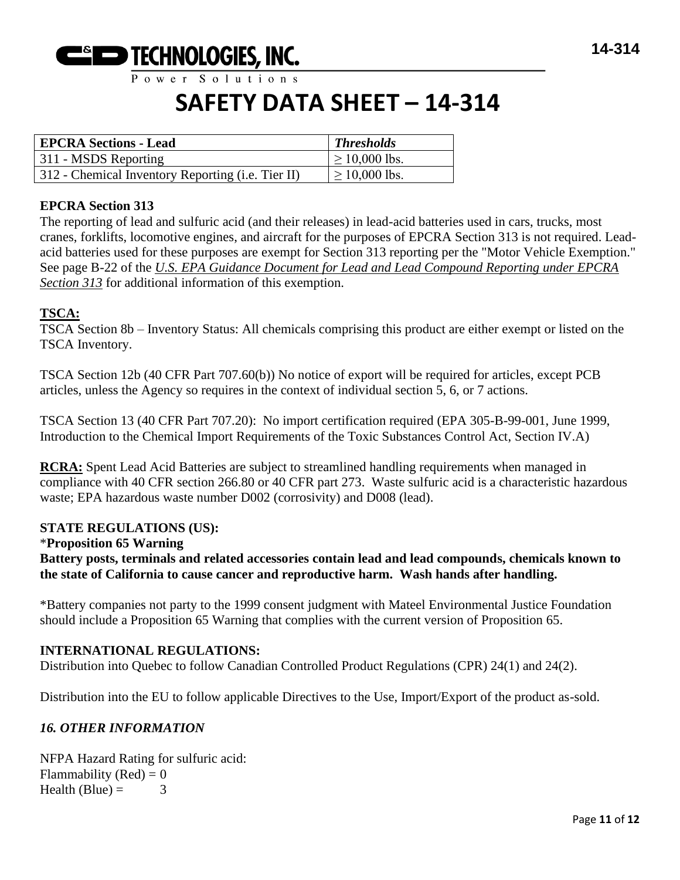# SAFETY DATA SHEET – 14-314

| EPCRA Sections - Lead | *Thresholds* |
|---|---|
| 311 - MSDS Reporting | ≥ 10,000 lbs. |
| 312 - Chemical Inventory Reporting (i.e. Tier II) | ≥ 10,000 lbs. |

**EPCRA Section 313**

The reporting of lead and sulfuric acid (and their releases) in lead-acid batteries used in cars, trucks, most cranes, forklifts, locomotive engines, and aircraft for the purposes of EPCRA Section 313 is not required. Lead-acid batteries used for these purposes are exempt for Section 313 reporting per the "Motor Vehicle Exemption." See page B-22 of the *U.S. EPA Guidance Document for Lead and Lead Compound Reporting under EPCRA Section 313* for additional information of this exemption.

**TSCA:**

TSCA Section 8b – Inventory Status: All chemicals comprising this product are either exempt or listed on the TSCA Inventory.

TSCA Section 12b (40 CFR Part 707.60(b)) No notice of export will be required for articles, except PCB articles, unless the Agency so requires in the context of individual section 5, 6, or 7 actions.

TSCA Section 13 (40 CFR Part 707.20): No import certification required (EPA 305-B-99-001, June 1999, Introduction to the Chemical Import Requirements of the Toxic Substances Control Act, Section IV.A)

**RCRA:** Spent Lead Acid Batteries are subject to streamlined handling requirements when managed in compliance with 40 CFR section 266.80 or 40 CFR part 273. Waste sulfuric acid is a characteristic hazardous waste; EPA hazardous waste number D002 (corrosivity) and D008 (lead).

**STATE REGULATIONS (US):**

\***Proposition 65 Warning**

**Battery posts, terminals and related accessories contain lead and lead compounds, chemicals known to the state of California to cause cancer and reproductive harm. Wash hands after handling.**

\*Battery companies not party to the 1999 consent judgment with Mateel Environmental Justice Foundation should include a Proposition 65 Warning that complies with the current version of Proposition 65.

**INTERNATIONAL REGULATIONS:**

Distribution into Quebec to follow Canadian Controlled Product Regulations (CPR) 24(1) and 24(2).

Distribution into the EU to follow applicable Directives to the Use, Import/Export of the product as-sold.

## *16. OTHER INFORMATION*

NFPA Hazard Rating for sulfuric acid:
Flammability (Red) = 0
Health (Blue) = 3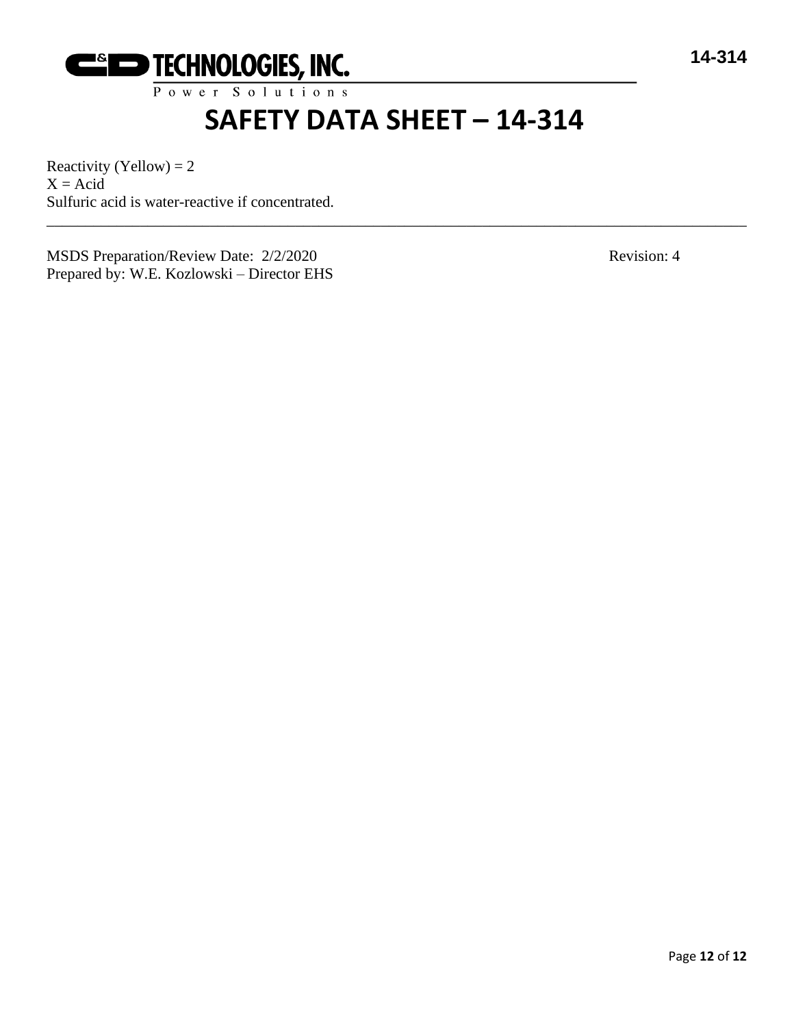Reactivity (Yellow) = 2
X = Acid
Sulfuric acid is water-reactive if concentrated.

---

MSDS Preparation/Review Date: 2/2/2020 Revision: 4
Prepared by: W.E. Kozlowski – Director EHS